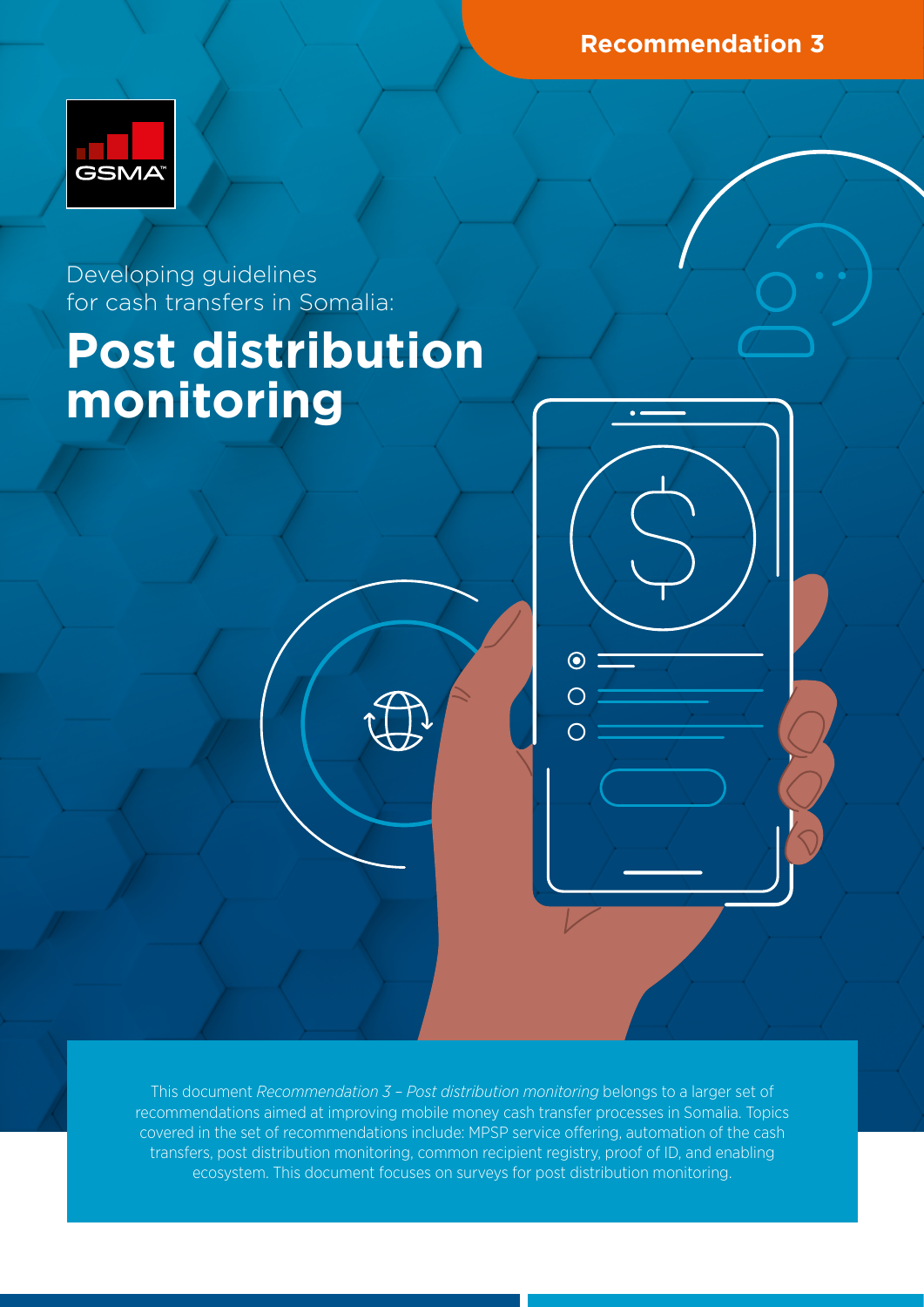Recommendation 3

Developing guidelines for cash transfers in Somalia:

# Post distribution monitoring

This document *Recommendation 3 – Post distribution monitoring* belongs to a larger set of recommendations aimed at improving mobile money cash transfer processes in Somalia. Topics covered in the set of recommendations include: MPSP service offering, automation of the cash transfers, post distribution monitoring, common recipient registry, proof of ID, and enabling ecosystem. This document focuses on surveys for post distribution monitoring.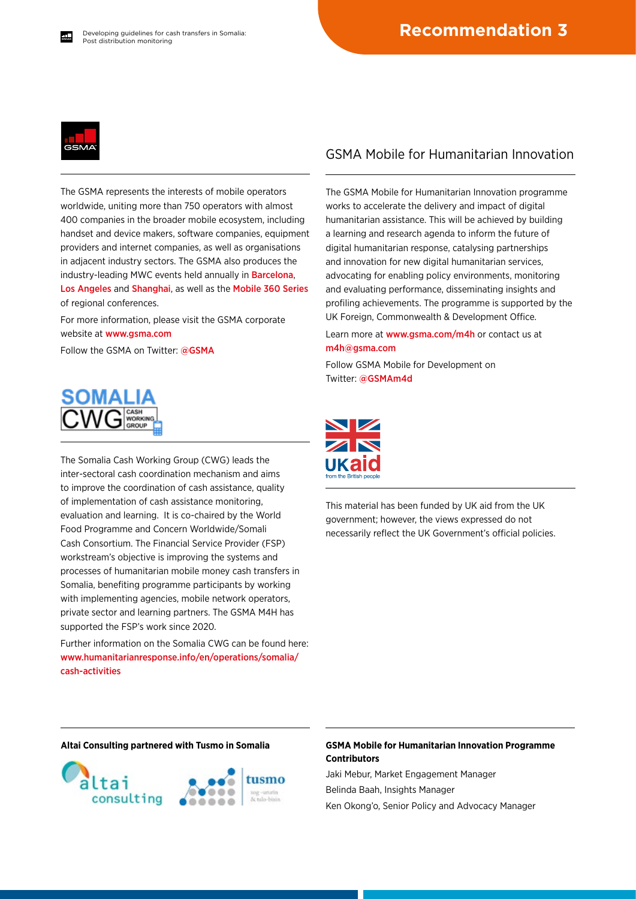The GSMA represents the interests of mobile operators worldwide, uniting more than 750 operators with almost 400 companies in the broader mobile ecosystem, including handset and device makers, software companies, equipment providers and internet companies, as well as organisations in adjacent industry sectors. The GSMA also produces the industry-leading MWC events held annually in Barcelona, Los Angeles and Shanghai, as well as the Mobile 360 Series of regional conferences.

For more information, please visit the GSMA corporate website at www.gsma.com

Follow the GSMA on Twitter: @GSMA

The Somalia Cash Working Group (CWG) leads the inter-sectoral cash coordination mechanism and aims to improve the coordination of cash assistance, quality of implementation of cash assistance monitoring, evaluation and learning. It is co-chaired by the World Food Programme and Concern Worldwide/Somali Cash Consortium. The Financial Service Provider (FSP) workstream's objective is improving the systems and processes of humanitarian mobile money cash transfers in Somalia, benefiting programme participants by working with implementing agencies, mobile network operators, private sector and learning partners. The GSMA M4H has supported the FSP's work since 2020.

Further information on the Somalia CWG can be found here: www.humanitarianresponse.info/en/operations/somalia/cash-activities

## GSMA Mobile for Humanitarian Innovation

The GSMA Mobile for Humanitarian Innovation programme works to accelerate the delivery and impact of digital humanitarian assistance. This will be achieved by building a learning and research agenda to inform the future of digital humanitarian response, catalysing partnerships and innovation for new digital humanitarian services, advocating for enabling policy environments, monitoring and evaluating performance, disseminating insights and profiling achievements. The programme is supported by the UK Foreign, Commonwealth & Development Office.

Learn more at www.gsma.com/m4h or contact us at m4h@gsma.com

Follow GSMA Mobile for Development on Twitter: @GSMAm4d

This material has been funded by UK aid from the UK government; however, the views expressed do not necessarily reflect the UK Government's official policies.

**Altai Consulting partnered with Tusmo in Somalia**

**GSMA Mobile for Humanitarian Innovation Programme Contributors**

Jaki Mebur, Market Engagement Manager

Belinda Baah, Insights Manager

Ken Okong'o, Senior Policy and Advocacy Manager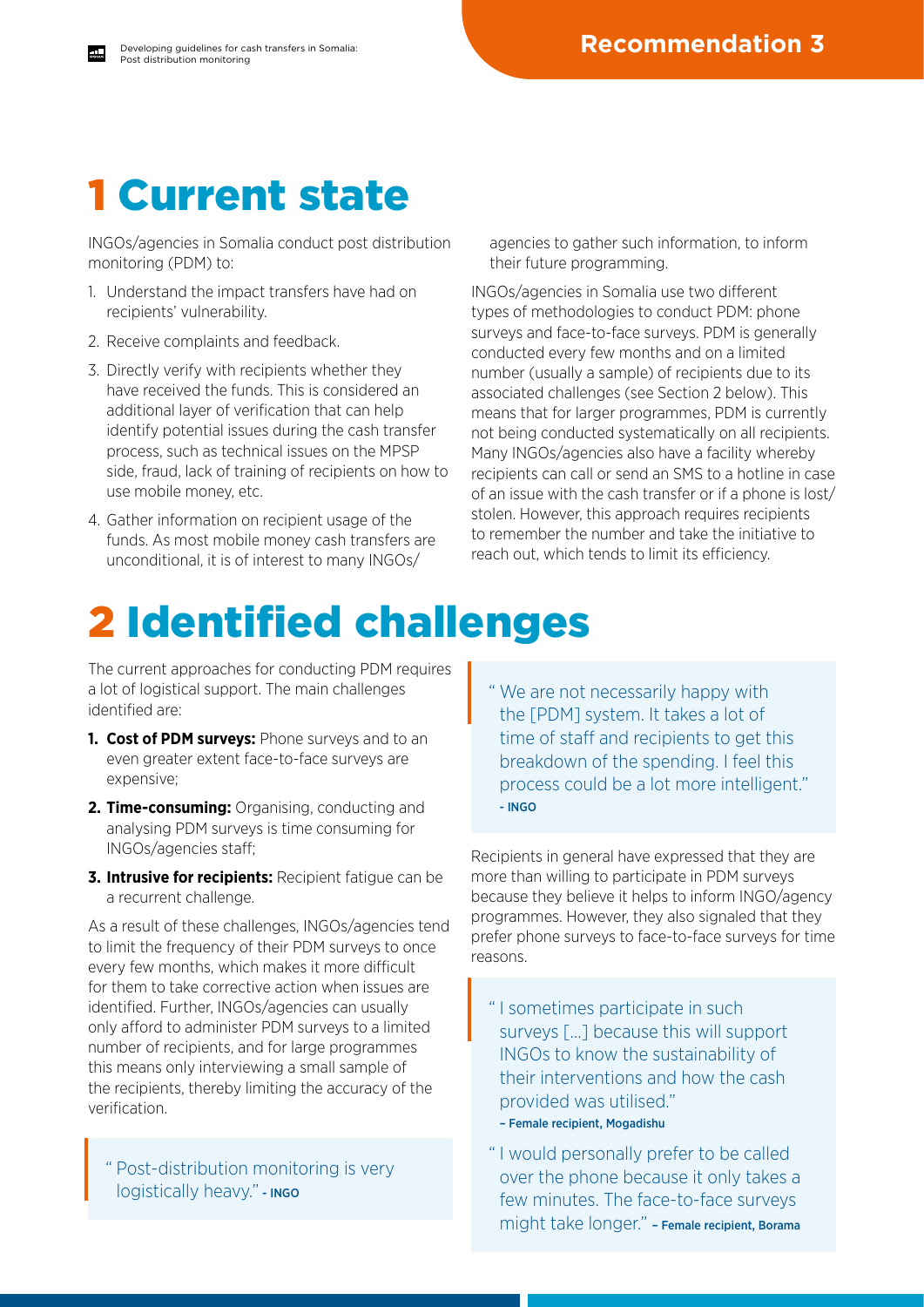# 1 Current state

INGOs/agencies in Somalia conduct post distribution monitoring (PDM) to:

1. Understand the impact transfers have had on recipients' vulnerability.
2. Receive complaints and feedback.
3. Directly verify with recipients whether they have received the funds. This is considered an additional layer of verification that can help identify potential issues during the cash transfer process, such as technical issues on the MPSP side, fraud, lack of training of recipients on how to use mobile money, etc.
4. Gather information on recipient usage of the funds. As most mobile money cash transfers are unconditional, it is of interest to many INGOs/agencies to gather such information, to inform their future programming.

INGOs/agencies in Somalia use two different types of methodologies to conduct PDM: phone surveys and face-to-face surveys. PDM is generally conducted every few months and on a limited number (usually a sample) of recipients due to its associated challenges (see Section 2 below). This means that for larger programmes, PDM is currently not being conducted systematically on all recipients. Many INGOs/agencies also have a facility whereby recipients can call or send an SMS to a hotline in case of an issue with the cash transfer or if a phone is lost/stolen. However, this approach requires recipients to remember the number and take the initiative to reach out, which tends to limit its efficiency.

# 2 Identified challenges

The current approaches for conducting PDM requires a lot of logistical support. The main challenges identified are:

1. **Cost of PDM surveys:** Phone surveys and to an even greater extent face-to-face surveys are expensive;
2. **Time-consuming:** Organising, conducting and analysing PDM surveys is time consuming for INGOs/agencies staff;
3. **Intrusive for recipients:** Recipient fatigue can be a recurrent challenge.

As a result of these challenges, INGOs/agencies tend to limit the frequency of their PDM surveys to once every few months, which makes it more difficult for them to take corrective action when issues are identified. Further, INGOs/agencies can usually only afford to administer PDM surveys to a limited number of recipients, and for large programmes this means only interviewing a small sample of the recipients, thereby limiting the accuracy of the verification.

> "Post-distribution monitoring is very logistically heavy." - INGO

> "We are not necessarily happy with the [PDM] system. It takes a lot of time of staff and recipients to get this breakdown of the spending. I feel this process could be a lot more intelligent." - INGO

Recipients in general have expressed that they are more than willing to participate in PDM surveys because they believe it helps to inform INGO/agency programmes. However, they also signaled that they prefer phone surveys to face-to-face surveys for time reasons.

> "I sometimes participate in such surveys [...] because this will support INGOs to know the sustainability of their interventions and how the cash provided was utilised." – Female recipient, Mogadishu

> "I would personally prefer to be called over the phone because it only takes a few minutes. The face-to-face surveys might take longer." – Female recipient, Borama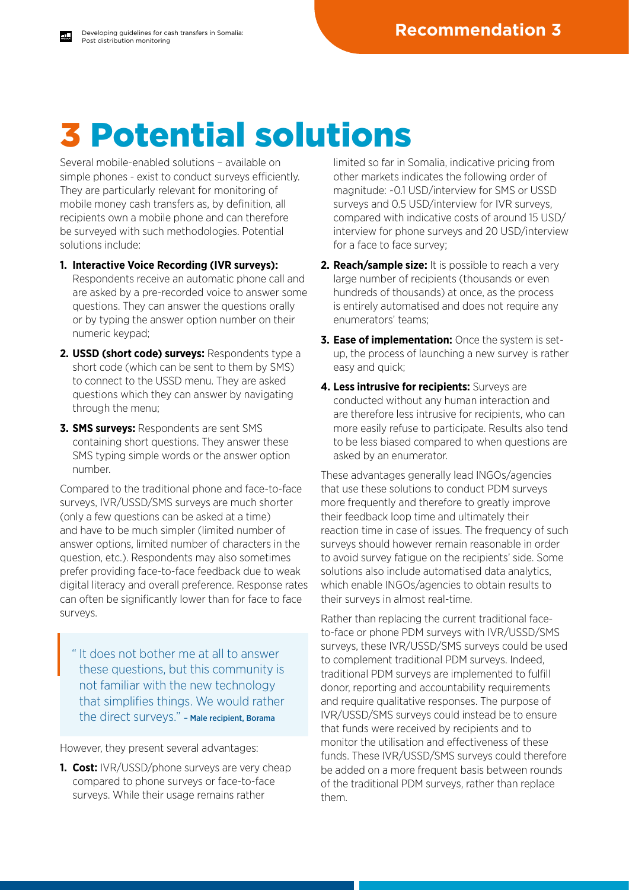# 3 Potential solutions

Several mobile-enabled solutions – available on simple phones - exist to conduct surveys efficiently. They are particularly relevant for monitoring of mobile money cash transfers as, by definition, all recipients own a mobile phone and can therefore be surveyed with such methodologies. Potential solutions include:

1. **Interactive Voice Recording (IVR surveys):** Respondents receive an automatic phone call and are asked by a pre-recorded voice to answer some questions. They can answer the questions orally or by typing the answer option number on their numeric keypad;
2. **USSD (short code) surveys:** Respondents type a short code (which can be sent to them by SMS) to connect to the USSD menu. They are asked questions which they can answer by navigating through the menu;
3. **SMS surveys:** Respondents are sent SMS containing short questions. They answer these SMS typing simple words or the answer option number.

Compared to the traditional phone and face-to-face surveys, IVR/USSD/SMS surveys are much shorter (only a few questions can be asked at a time) and have to be much simpler (limited number of answer options, limited number of characters in the question, etc.). Respondents may also sometimes prefer providing face-to-face feedback due to weak digital literacy and overall preference. Response rates can often be significantly lower than for face to face surveys.

> " It does not bother me at all to answer these questions, but this community is not familiar with the new technology that simplifies things. We would rather the direct surveys." – Male recipient, Borama

However, they present several advantages:

1. **Cost:** IVR/USSD/phone surveys are very cheap compared to phone surveys or face-to-face surveys. While their usage remains rather limited so far in Somalia, indicative pricing from other markets indicates the following order of magnitude: ~0.1 USD/interview for SMS or USSD surveys and 0.5 USD/interview for IVR surveys, compared with indicative costs of around 15 USD/interview for phone surveys and 20 USD/interview for a face to face survey;
2. **Reach/sample size:** It is possible to reach a very large number of recipients (thousands or even hundreds of thousands) at once, as the process is entirely automatised and does not require any enumerators' teams;
3. **Ease of implementation:** Once the system is set-up, the process of launching a new survey is rather easy and quick;
4. **Less intrusive for recipients:** Surveys are conducted without any human interaction and are therefore less intrusive for recipients, who can more easily refuse to participate. Results also tend to be less biased compared to when questions are asked by an enumerator.

These advantages generally lead INGOs/agencies that use these solutions to conduct PDM surveys more frequently and therefore to greatly improve their feedback loop time and ultimately their reaction time in case of issues. The frequency of such surveys should however remain reasonable in order to avoid survey fatigue on the recipients' side. Some solutions also include automatised data analytics, which enable INGOs/agencies to obtain results to their surveys in almost real-time.

Rather than replacing the current traditional face-to-face or phone PDM surveys with IVR/USSD/SMS surveys, these IVR/USSD/SMS surveys could be used to complement traditional PDM surveys. Indeed, traditional PDM surveys are implemented to fulfill donor, reporting and accountability requirements and require qualitative responses. The purpose of IVR/USSD/SMS surveys could instead be to ensure that funds were received by recipients and to monitor the utilisation and effectiveness of these funds. These IVR/USSD/SMS surveys could therefore be added on a more frequent basis between rounds of the traditional PDM surveys, rather than replace them.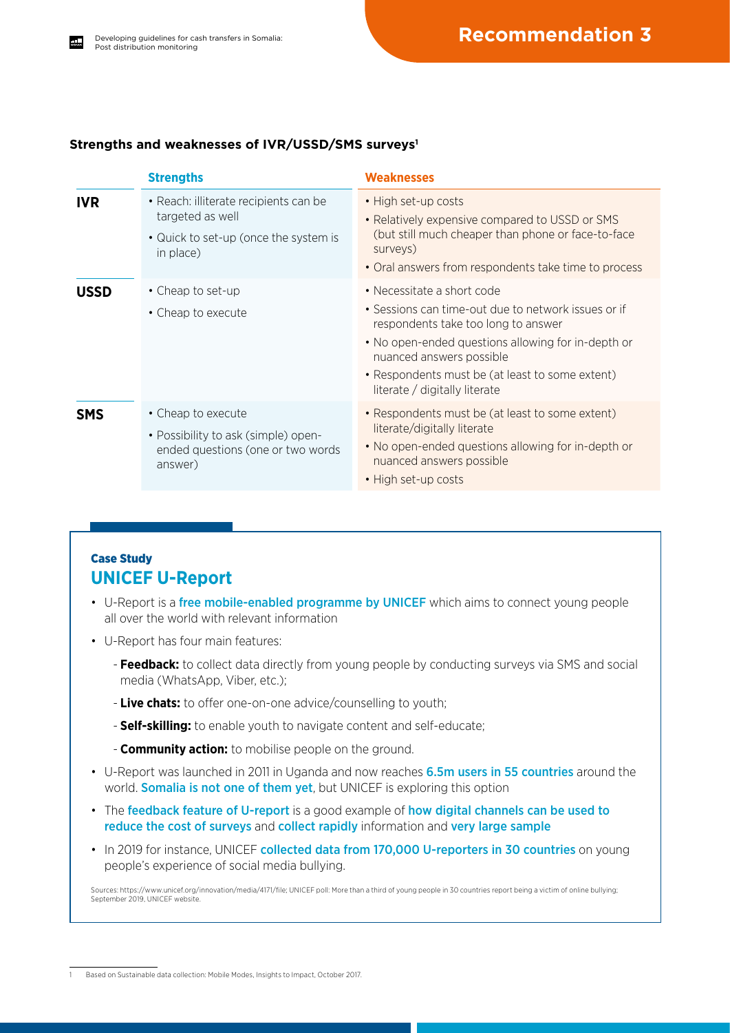## Recommendation 3

**Strengths and weaknesses of IVR/USSD/SMS surveys[1]**

| | Strengths | Weaknesses |
|---|---|---|
| **IVR** | • Reach: illiterate recipients can be targeted as well<br>• Quick to set-up (once the system is in place) | • High set-up costs<br>• Relatively expensive compared to USSD or SMS (but still much cheaper than phone or face-to-face surveys)<br>• Oral answers from respondents take time to process |
| **USSD** | • Cheap to set-up<br>• Cheap to execute | • Necessitate a short code<br>• Sessions can time-out due to network issues or if respondents take too long to answer<br>• No open-ended questions allowing for in-depth or nuanced answers possible<br>• Respondents must be (at least to some extent) literate / digitally literate |
| **SMS** | • Cheap to execute<br>• Possibility to ask (simple) open-ended questions (one or two words answer) | • Respondents must be (at least to some extent) literate/digitally literate<br>• No open-ended questions allowing for in-depth or nuanced answers possible<br>• High set-up costs |

### Case Study

## UNICEF U-Report

- U-Report is a free mobile-enabled programme by UNICEF which aims to connect young people all over the world with relevant information
- U-Report has four main features:
  - **Feedback:** to collect data directly from young people by conducting surveys via SMS and social media (WhatsApp, Viber, etc.);
  - **Live chats:** to offer one-on-one advice/counselling to youth;
  - **Self-skilling:** to enable youth to navigate content and self-educate;
  - **Community action:** to mobilise people on the ground.
- U-Report was launched in 2011 in Uganda and now reaches 6.5m users in 55 countries around the world. Somalia is not one of them yet, but UNICEF is exploring this option
- The feedback feature of U-report is a good example of how digital channels can be used to reduce the cost of surveys and collect rapidly information and very large sample
- In 2019 for instance, UNICEF collected data from 170,000 U-reporters in 30 countries on young people's experience of social media bullying.

Sources: https://www.unicef.org/innovation/media/4171/file; UNICEF poll: More than a third of young people in 30 countries report being a victim of online bullying; September 2019, UNICEF website.

---

[1] Based on Sustainable data collection: Mobile Modes, Insights to Impact, October 2017.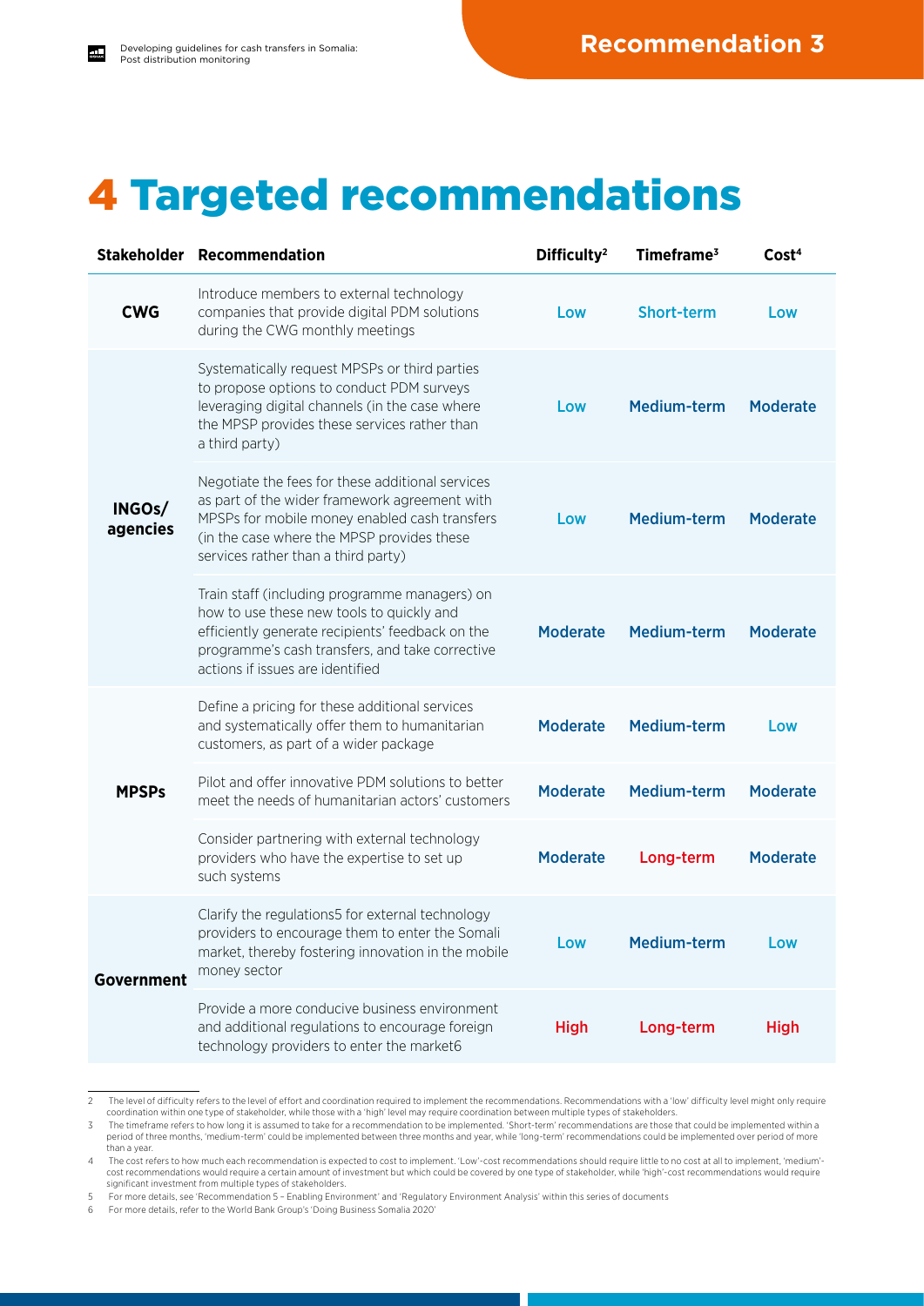# 4 Targeted recommendations

| Stakeholder | Recommendation | Difficulty[2] | Timeframe[3] | Cost[4] |
|---|---|---|---|---|
| **CWG** | Introduce members to external technology companies that provide digital PDM solutions during the CWG monthly meetings | Low | Short-term | Low |
| **INGOs/ agencies** | Systematically request MPSPs or third parties to propose options to conduct PDM surveys leveraging digital channels (in the case where the MPSP provides these services rather than a third party) | Low | Medium-term | Moderate |
| | Negotiate the fees for these additional services as part of the wider framework agreement with MPSPs for mobile money enabled cash transfers (in the case where the MPSP provides these services rather than a third party) | Low | Medium-term | Moderate |
| | Train staff (including programme managers) on how to use these new tools to quickly and efficiently generate recipients' feedback on the programme's cash transfers, and take corrective actions if issues are identified | Moderate | Medium-term | Moderate |
| **MPSPs** | Define a pricing for these additional services and systematically offer them to humanitarian customers, as part of a wider package | Moderate | Medium-term | Low |
| | Pilot and offer innovative PDM solutions to better meet the needs of humanitarian actors' customers | Moderate | Medium-term | Moderate |
| | Consider partnering with external technology providers who have the expertise to set up such systems | Moderate | Long-term | Moderate |
| **Government** | Clarify the regulations5 for external technology providers to encourage them to enter the Somali market, thereby fostering innovation in the mobile money sector | Low | Medium-term | Low |
| | Provide a more conducive business environment and additional regulations to encourage foreign technology providers to enter the market6 | High | Long-term | High |

2 The level of difficulty refers to the level of effort and coordination required to implement the recommendations. Recommendations with a 'low' difficulty level might only require coordination within one type of stakeholder, while those with a 'high' level may require coordination between multiple types of stakeholders.

3 The timeframe refers to how long it is assumed to take for a recommendation to be implemented. 'Short-term' recommendations are those that could be implemented within a period of three months, 'medium-term' could be implemented between three months and year, while 'long-term' recommendations could be implemented over period of more than a year.

4 The cost refers to how much each recommendation is expected to cost to implement. 'Low'-cost recommendations should require little to no cost at all to implement, 'medium'-cost recommendations would require a certain amount of investment but which could be covered by one type of stakeholder, while 'high'-cost recommendations would require significant investment from multiple types of stakeholders.

5 For more details, see 'Recommendation 5 – Enabling Environment' and 'Regulatory Environment Analysis' within this series of documents

6 For more details, refer to the World Bank Group's 'Doing Business Somalia 2020'